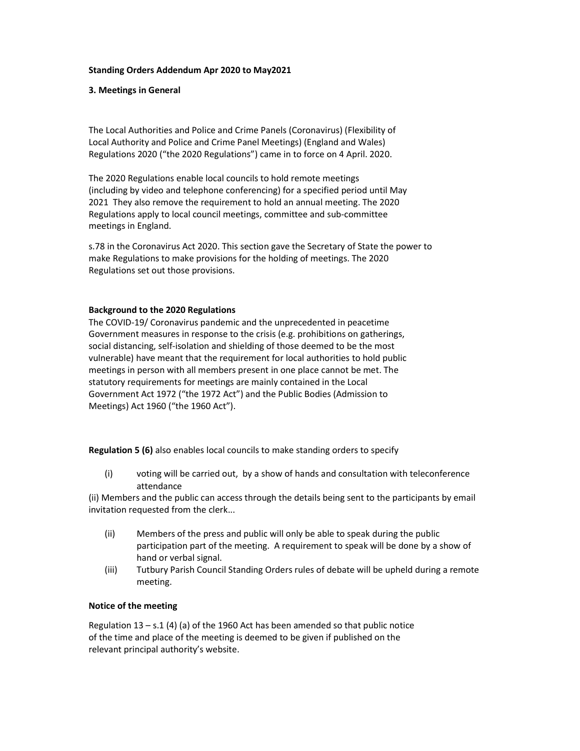**Standing Orders Addendum Apr 2020 to May2021**

**3. Meetings in General**

The Local Authorities and Police and Crime Panels (Coronavirus) (Flexibility of Local Authority and Police and Crime Panel Meetings) (England and Wales) Regulations 2020 ("the 2020 Regulations") came in to force on 4 April. 2020.

The 2020 Regulations enable local councils to hold remote meetings (including by video and telephone conferencing) for a specified period until May 2021 They also remove the requirement to hold an annual meeting. The 2020 Regulations apply to local council meetings, committee and sub-committee meetings in England.

s.78 in the Coronavirus Act 2020. This section gave the Secretary of State the power to make Regulations to make provisions for the holding of meetings. The 2020 Regulations set out those provisions.

**Background to the 2020 Regulations**

The COVID-19/ Coronavirus pandemic and the unprecedented in peacetime Government measures in response to the crisis (e.g. prohibitions on gatherings, social distancing, self-isolation and shielding of those deemed to be the most vulnerable) have meant that the requirement for local authorities to hold public meetings in person with all members present in one place cannot be met. The statutory requirements for meetings are mainly contained in the Local Government Act 1972 ("the 1972 Act") and the Public Bodies (Admission to Meetings) Act 1960 ("the 1960 Act").

**Regulation 5 (6)** also enables local councils to make standing orders to specify

(i) voting will be carried out, by a show of hands and consultation with teleconference attendance

(ii) Members and the public can access through the details being sent to the participants by email invitation requested from the clerk...

(ii) Members of the press and public will only be able to speak during the public participation part of the meeting. A requirement to speak will be done by a show of hand or verbal signal.

(iii) Tutbury Parish Council Standing Orders rules of debate will be upheld during a remote meeting.

**Notice of the meeting**

Regulation 13 – s.1 (4) (a) of the 1960 Act has been amended so that public notice of the time and place of the meeting is deemed to be given if published on the relevant principal authority's website.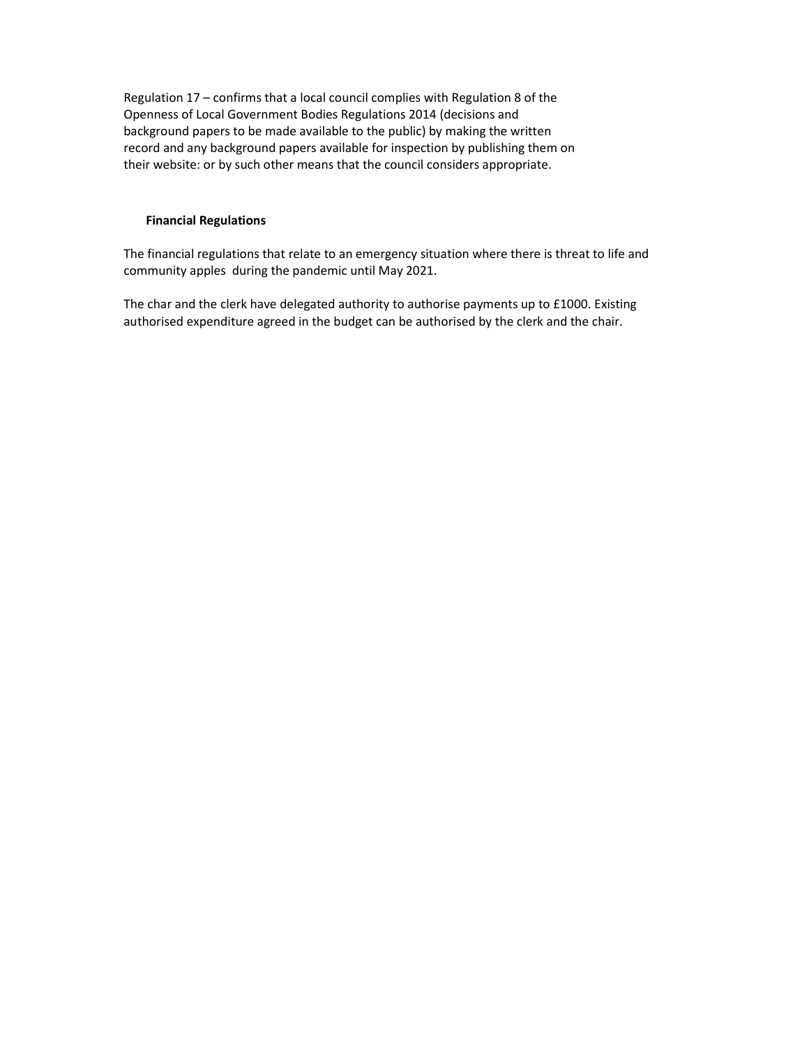Regulation 17 – confirms that a local council complies with Regulation 8 of the Openness of Local Government Bodies Regulations 2014 (decisions and background papers to be made available to the public) by making the written record and any background papers available for inspection by publishing them on their website: or by such other means that the council considers appropriate.

**Financial Regulations**

The financial regulations that relate to an emergency situation where there is threat to life and community apples during the pandemic until May 2021.

The char and the clerk have delegated authority to authorise payments up to £1000. Existing authorised expenditure agreed in the budget can be authorised by the clerk and the chair.